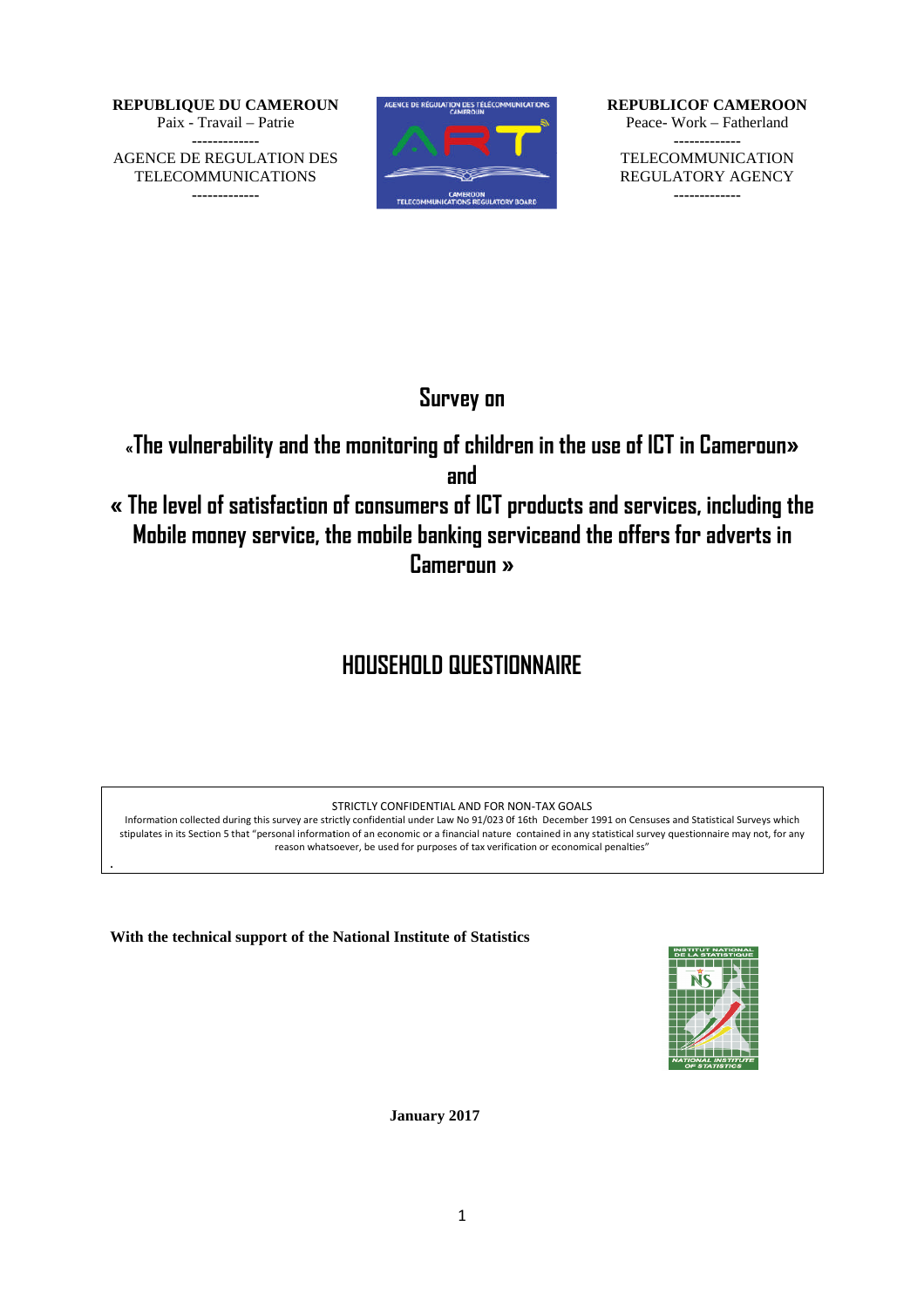**REPUBLIQUE DU CAMEROUN**
Paix - Travail – Patrie
-------------
AGENCE DE REGULATION DES TELECOMMUNICATIONS
-------------

**REPUBLICOF CAMEROON**
Peace- Work – Fatherland
-------------
TELECOMMUNICATION REGULATORY AGENCY
-------------

# Survey on

# «The vulnerability and the monitoring of children in the use of ICT in Cameroun» and « The level of satisfaction of consumers of ICT products and services, including the Mobile money service, the mobile banking serviceand the offers for adverts in Cameroun »

# HOUSEHOLD QUESTIONNAIRE

STRICTLY CONFIDENTIAL AND FOR NON-TAX GOALS

Information collected during this survey are strictly confidential under Law No 91/023 0f 16th December 1991 on Censuses and Statistical Surveys which stipulates in its Section 5 that "personal information of an economic or a financial nature contained in any statistical survey questionnaire may not, for any reason whatsoever, be used for purposes of tax verification or economical penalties"

**With the technical support of the National Institute of Statistics**

**January 2017**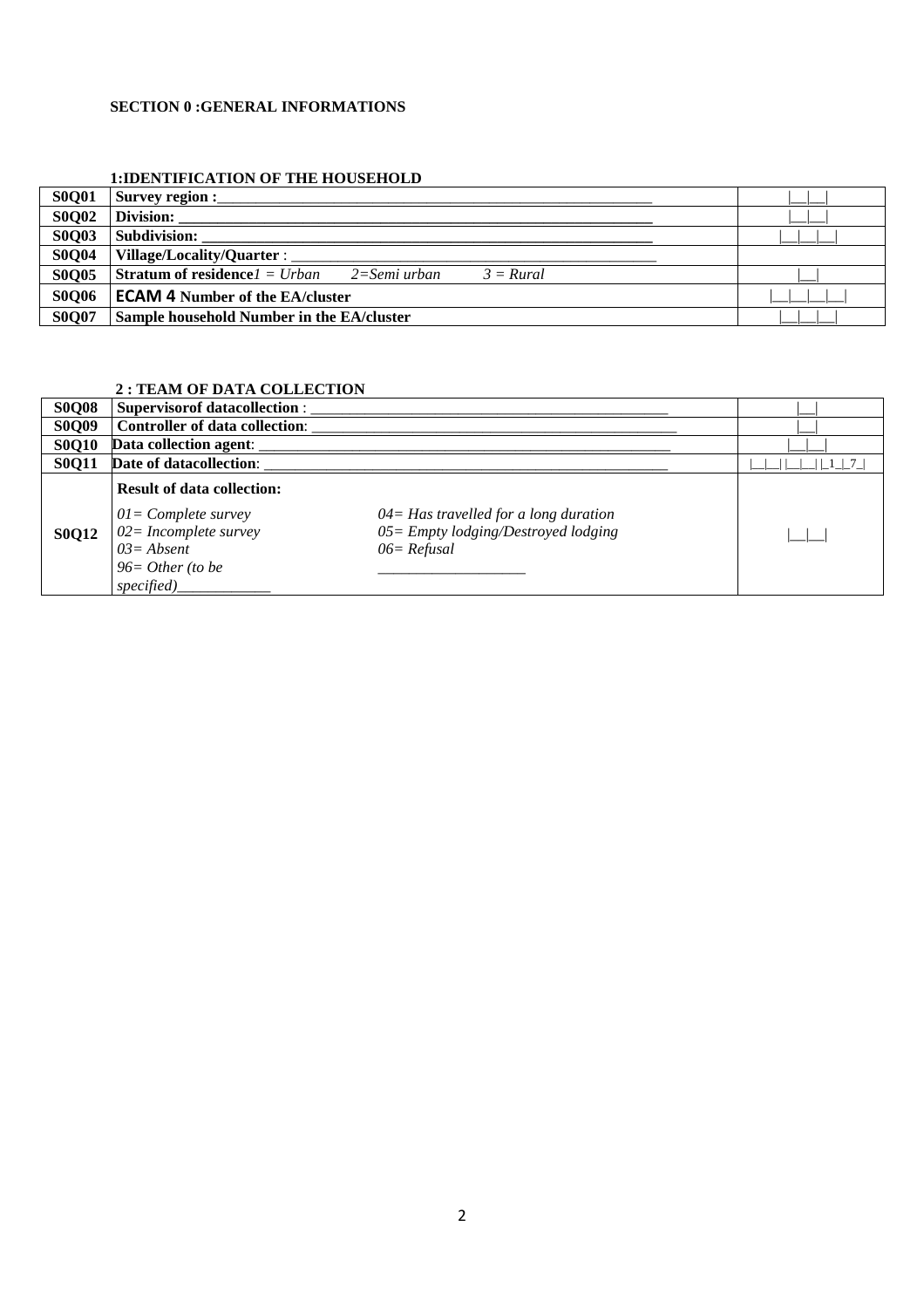## SECTION 0 :GENERAL INFORMATIONS

### 1:IDENTIFICATION OF THE HOUSEHOLD

| | | |
|---|---|---|
| **S0Q01** | **Survey region :**_______________________________________________ | \|__\|__\| |
| **S0Q02** | **Division: ___________________________________________________** | \|__\|__\| |
| **S0Q03** | **Subdivision: ________________________________________________** | \|__\|__\|__\| |
| **S0Q04** | **Village/Locality/Quarter** : __________________________________ | |
| **S0Q05** | **Stratum of residence***1 = Urban 2=Semi urban 3 = Rural* | \|__\| |
| **S0Q06** | **ECAM 4 Number of the EA/cluster** | \|__\|__\|__\|__\| |
| **S0Q07** | **Sample household Number in the EA/cluster** | \|__\|__\|__\| |

### 2 : TEAM OF DATA COLLECTION

| | | |
|---|---|---|
| **S0Q08** | **Supervisorof datacollection** : ________________________________ | \|__\| |
| **S0Q09** | **Controller of data collection**: _______________________________ | \|__\| |
| **S0Q10** | **Data collection agent**: _____________________________________ | \|__\|__\| |
| **S0Q11** | **Date of datacollection**: ____________________________________ | \|__\|__\| \|__\|__\| \|_1_\|_7_\| |
| **S0Q12** | **Result of data collection:**<br>*01= Complete survey*<br>*02= Incomplete survey*<br>*03= Absent*<br>*96= Other (to be specified)____________*<br>*04= Has travelled for a long duration*<br>*05= Empty lodging/Destroyed lodging*<br>*06= Refusal*<br>___________________ | \|__\|__\| |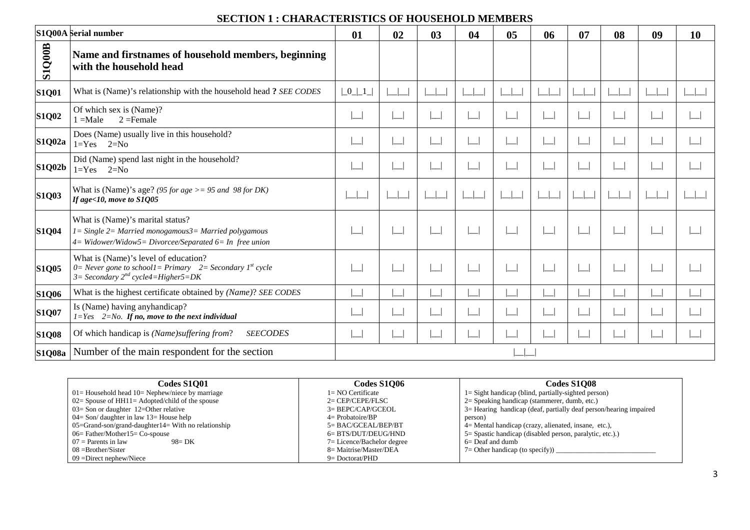## SECTION 1 : CHARACTERISTICS OF HOUSEHOLD MEMBERS

| S1Q00A | Serial number | 01 | 02 | 03 | 04 | 05 | 06 | 07 | 08 | 09 | 10 |
|---|---|---|---|---|---|---|---|---|---|---|---|
| S1Q00B | **Name and firstnames of household members, beginning with the household head** | | | | | | | | | | |
| **S1Q01** | What is (Name)'s relationship with the household head **?** *SEE CODES* | \|_0_\|_1_\| | \|__\|__\| | \|__\|__\| | \|__\|__\| | \|__\|__\| | \|__\|__\| | \|__\|__\| | \|__\|__\| | \|__\|__\| | \|__\|__\| |
| **S1Q02** | Of which sex is (Name)?<br>1 =Male 2 =Female | \|__\| | \|__\| | \|__\| | \|__\| | \|__\| | \|__\| | \|__\| | \|__\| | \|__\| | \|__\| |
| **S1Q02a** | Does (Name) usually live in this household?<br>1=Yes 2=No | \|__\| | \|__\| | \|__\| | \|__\| | \|__\| | \|__\| | \|__\| | \|__\| | \|__\| | \|__\| |
| **S1Q02b** | Did (Name) spend last night in the household?<br>1=Yes 2=No | \|__\| | \|__\| | \|__\| | \|__\| | \|__\| | \|__\| | \|__\| | \|__\| | \|__\| | \|__\| |
| **S1Q03** | What is (Name)'s age? *(95 for age >= 95 and 98 for DK)*<br>***If age<10, move to S1Q05*** | \|__\|__\| | \|__\|__\| | \|__\|__\| | \|__\|__\| | \|__\|__\| | \|__\|__\| | \|__\|__\| | \|__\|__\| | \|__\|__\| | \|__\|__\| |
| **S1Q04** | What is (Name)'s marital status?<br>*1= Single 2= Married monogamous3= Married polygamous*<br>*4= Widower/Widow5= Divorcee/Separated 6= In free union* | \|__\| | \|__\| | \|__\| | \|__\| | \|__\| | \|__\| | \|__\| | \|__\| | \|__\| | \|__\| |
| **S1Q05** | What is (Name)'s level of education?<br>*0= Never gone to school1= Primary 2= Secondary 1st cycle*<br>*3= Secondary 2nd cycle4=Higher5=DK* | \|__\| | \|__\| | \|__\| | \|__\| | \|__\| | \|__\| | \|__\| | \|__\| | \|__\| | \|__\| |
| **S1Q06** | What is the highest certificate obtained by *(Name)*? *SEE CODES* | \|__\| | \|__\| | \|__\| | \|__\| | \|__\| | \|__\| | \|__\| | \|__\| | \|__\| | \|__\| |
| **S1Q07** | Is (Name) having anyhandicap?<br>*1=Yes 2=No.* ***If no, move to the next individual*** | \|__\| | \|__\| | \|__\| | \|__\| | \|__\| | \|__\| | \|__\| | \|__\| | \|__\| | \|__\| |
| **S1Q08** | Of which handicap is *(Name)suffering from*? *SEECODES* | \|__\| | \|__\| | \|__\| | \|__\| | \|__\| | \|__\| | \|__\| | \|__\| | \|__\| | \|__\| |
| **S1Q08a** | Number of the main respondent for the section | \|__\|__\| | | | | | | | | | |

| Codes S1Q01 | Codes S1Q06 | Codes S1Q08 |
|---|---|---|
| 01= Household head 10= Nephew/niece by marriage<br>02= Spouse of HH11= Adopted/child of the spouse<br>03= Son or daughter 12=Other relative<br>04= Son/ daughter in law 13= House help<br>05=Grand-son/grand-daughter14= With no relationship<br>06= Father/Mother15= Co-spouse<br>07 = Parents in law 98= DK<br>08 =Brother/Sister<br>09 =Direct nephew/Niece | 1= NO Certificate<br>2= CEP/CEPE/FLSC<br>3= BEPC/CAP/GCEOL<br>4= Probatoire/BP<br>5= BAC/GCEAL/BEP/BT<br>6= BTS/DUT/DEUG/HND<br>7= Licence/Bachelor degree<br>8= Maitrise/Master/DEA<br>9= Doctorat/PHD | 1= Sight handicap (blind, partially-sighted person)<br>2= Speaking handicap (stammerer, dumb, etc.)<br>3= Hearing handicap (deaf, partially deaf person/hearing impaired person)<br>4= Mental handicap (crazy, alienated, insane, etc.),<br>5= Spastic handicap (disabled person, paralytic, etc.).)<br>6= Deaf and dumb<br>7= Other handicap (to specify)) ____________________________ |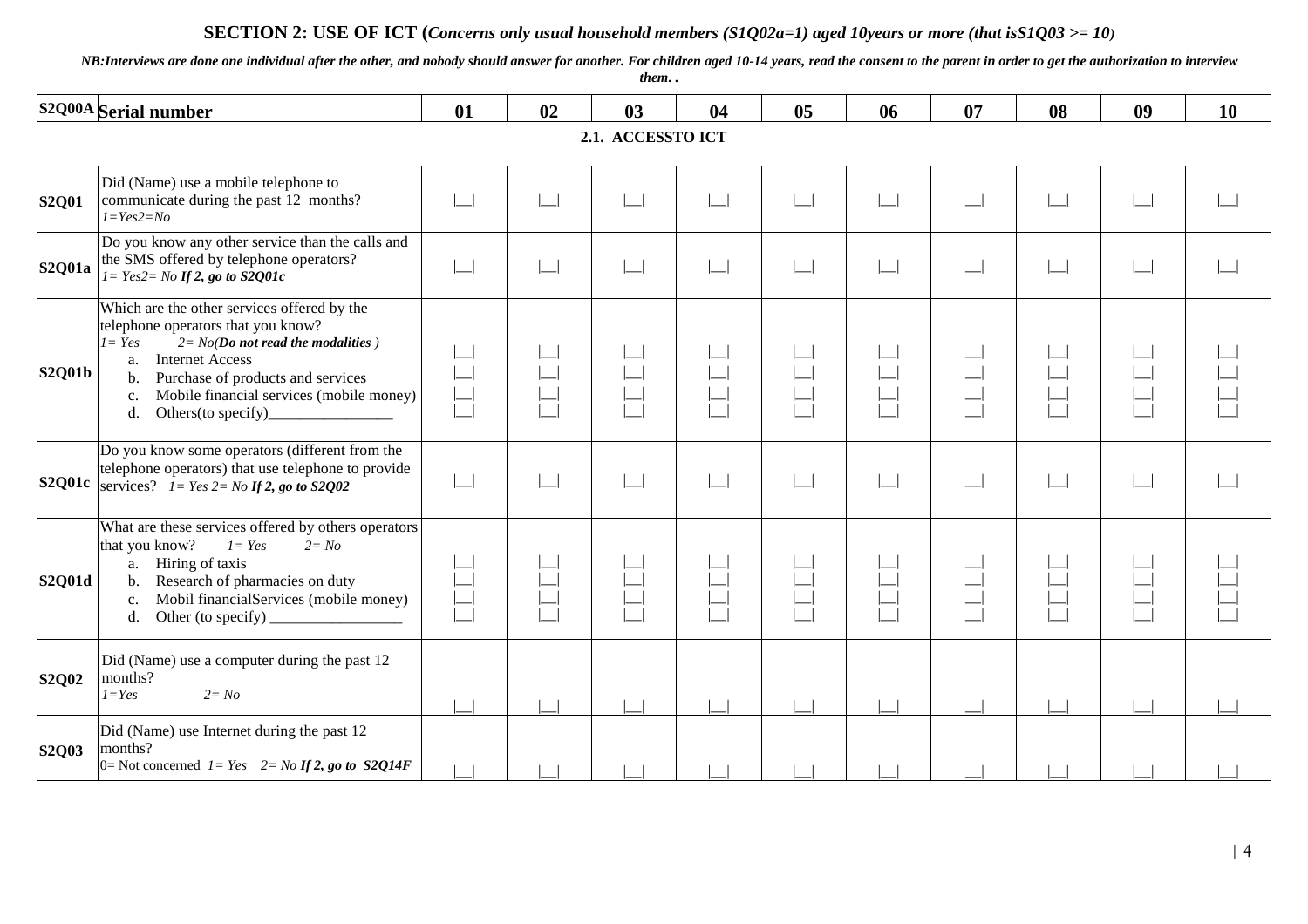## SECTION 2: USE OF ICT (*Concerns only usual household members (S1Q02a=1) aged 10years or more (that isS1Q03 >= 10)*)

***NB:Interviews are done one individual after the other, and nobody should answer for another. For children aged 10-14 years, read the consent to the parent in order to get the authorization to interview them. .***

| S2Q00A | Serial number | 01 | 02 | 03 | 04 | 05 | 06 | 07 | 08 | 09 | 10 |
|---|---|---|---|---|---|---|---|---|---|---|---|
| | **2.1. ACCESSTO ICT** | | | | | | | | | | |
| **S2Q01** | Did (Name) use a mobile telephone to communicate during the past 12 months? *1=Yes2=No* | \|__\| | \|__\| | \|__\| | \|__\| | \|__\| | \|__\| | \|__\| | \|__\| | \|__\| | \|__\| |
| **S2Q01a** | Do you know any other service than the calls and the SMS offered by telephone operators? *1= Yes2= No* ***If 2, go to S2Q01c*** | \|__\| | \|__\| | \|__\| | \|__\| | \|__\| | \|__\| | \|__\| | \|__\| | \|__\| | \|__\| |
| **S2Q01b** | Which are the other services offered by the telephone operators that you know? *1= Yes 2= No(**Do not read the modalities** )* <br> a. Internet Access <br> b. Purchase of products and services <br> c. Mobile financial services (mobile money) <br> d. Others(to specify)________________ | \|__\|<br>\|__\|<br>\|__\|<br>\|__\| | \|__\|<br>\|__\|<br>\|__\|<br>\|__\| | \|__\|<br>\|__\|<br>\|__\|<br>\|__\| | \|__\|<br>\|__\|<br>\|__\|<br>\|__\| | \|__\|<br>\|__\|<br>\|__\|<br>\|__\| | \|__\|<br>\|__\|<br>\|__\|<br>\|__\| | \|__\|<br>\|__\|<br>\|__\|<br>\|__\| | \|__\|<br>\|__\|<br>\|__\|<br>\|__\| | \|__\|<br>\|__\|<br>\|__\|<br>\|__\| | \|__\|<br>\|__\|<br>\|__\|<br>\|__\| |
| **S2Q01c** | Do you know some operators (different from the telephone operators) that use telephone to provide services? *1= Yes 2= No* ***If 2, go to S2Q02*** | \|__\| | \|__\| | \|__\| | \|__\| | \|__\| | \|__\| | \|__\| | \|__\| | \|__\| | \|__\| |
| **S2Q01d** | What are these services offered by others operators that you know? *1= Yes 2= No* <br> a. Hiring of taxis <br> b. Research of pharmacies on duty <br> c. Mobil financialServices (mobile money) <br> d. Other (to specify) _________________ | \|__\|<br>\|__\|<br>\|__\|<br>\|__\| | \|__\|<br>\|__\|<br>\|__\|<br>\|__\| | \|__\|<br>\|__\|<br>\|__\|<br>\|__\| | \|__\|<br>\|__\|<br>\|__\|<br>\|__\| | \|__\|<br>\|__\|<br>\|__\|<br>\|__\| | \|__\|<br>\|__\|<br>\|__\|<br>\|__\| | \|__\|<br>\|__\|<br>\|__\|<br>\|__\| | \|__\|<br>\|__\|<br>\|__\|<br>\|__\| | \|__\|<br>\|__\|<br>\|__\|<br>\|__\| | \|__\|<br>\|__\|<br>\|__\|<br>\|__\| |
| **S2Q02** | Did (Name) use a computer during the past 12 months? *1=Yes 2= No* | \|__\| | \|__\| | \|__\| | \|__\| | \|__\| | \|__\| | \|__\| | \|__\| | \|__\| | \|__\| |
| **S2Q03** | Did (Name) use Internet during the past 12 months? 0= Not concerned *1= Yes 2= No* ***If 2, go to S2Q14F*** | \|__\| | \|__\| | \|__\| | \|__\| | \|__\| | \|__\| | \|__\| | \|__\| | \|__\| | \|__\| |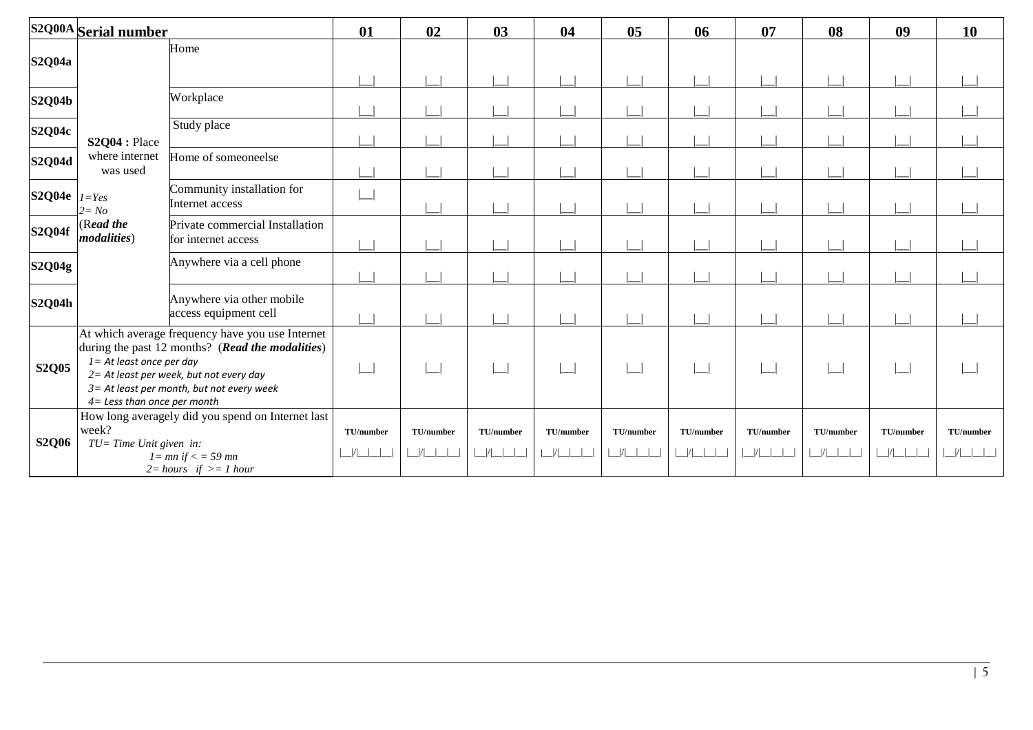| S2Q00A | Serial number | | 01 | 02 | 03 | 04 | 05 | 06 | 07 | 08 | 09 | 10 |
|---|---|---|---|---|---|---|---|---|---|---|---|---|
| S2Q04a | **S2Q04 :** Place where internet was used<br><br>*1=Yes*<br>*2= No*<br>(R***ead the modalities***) | Home | \|__\| | \|__\| | \|__\| | \|__\| | \|__\| | \|__\| | \|__\| | \|__\| | \|__\| | \|__\| |
| S2Q04b | | Workplace | \|__\| | \|__\| | \|__\| | \|__\| | \|__\| | \|__\| | \|__\| | \|__\| | \|__\| | \|__\| |
| S2Q04c | | Study place | \|__\| | \|__\| | \|__\| | \|__\| | \|__\| | \|__\| | \|__\| | \|__\| | \|__\| | \|__\| |
| S2Q04d | | Home of someoneelse | \|__\| | \|__\| | \|__\| | \|__\| | \|__\| | \|__\| | \|__\| | \|__\| | \|__\| | \|__\| |
| S2Q04e | | Community installation for Internet access | \|__\| | \|__\| | \|__\| | \|__\| | \|__\| | \|__\| | \|__\| | \|__\| | \|__\| | \|__\| |
| S2Q04f | | Private commercial Installation for internet access | \|__\| | \|__\| | \|__\| | \|__\| | \|__\| | \|__\| | \|__\| | \|__\| | \|__\| | \|__\| |
| S2Q04g | | Anywhere via a cell phone | \|__\| | \|__\| | \|__\| | \|__\| | \|__\| | \|__\| | \|__\| | \|__\| | \|__\| | \|__\| |
| S2Q04h | | Anywhere via other mobile access equipment cell | \|__\| | \|__\| | \|__\| | \|__\| | \|__\| | \|__\| | \|__\| | \|__\| | \|__\| | \|__\| |
| S2Q05 | At which average frequency have you use Internet during the past 12 months? (***Read the modalities***)<br>*1= At least once per day*<br>*2= At least per week, but not every day*<br>*3= At least per month, but not every week*<br>*4= Less than once per month* | | \|__\| | \|__\| | \|__\| | \|__\| | \|__\| | \|__\| | \|__\| | \|__\| | \|__\| | \|__\| |
| S2Q06 | How long averagely did you spend on Internet last week?<br>*TU= Time Unit given in:*<br>*1= mn if < = 59 mn*<br>*2= hours if >= 1 hour* | | **TU/number**<br>\|__\|/\|__\|__\|__\| | **TU/number**<br>\|__\|/\|__\|__\|__\| | **TU/number**<br>\|__\|/\|__\|__\|__\| | **TU/number**<br>\|__\|/\|__\|__\|__\| | **TU/number**<br>\|__\|/\|__\|__\|__\| | **TU/number**<br>\|__\|/\|__\|__\|__\| | **TU/number**<br>\|__\|/\|__\|__\|__\| | **TU/number**<br>\|__\|/\|__\|__\|__\| | **TU/number**<br>\|__\|/\|__\|__\|__\| | **TU/number**<br>\|__\|/\|__\|__\|__\| |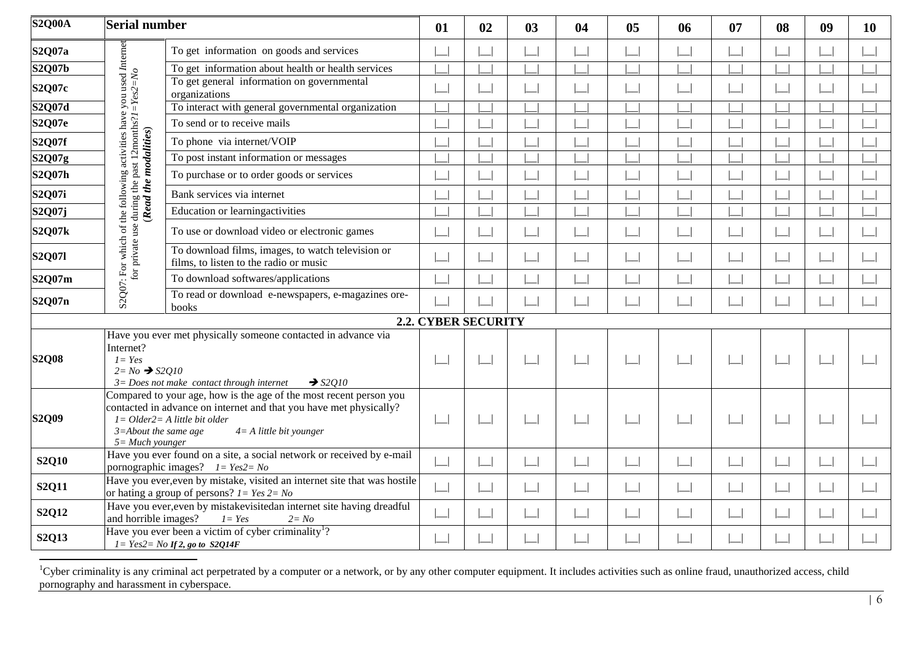| S2Q00A | Serial number | | 01 | 02 | 03 | 04 | 05 | 06 | 07 | 08 | 09 | 10 |
|---|---|---|---|---|---|---|---|---|---|---|---|---|
| S2Q07a | S2Q07: For which of the following activities have you used Internet for private use during the past 12months?*1=Yes2=No* ***(Read the modalities)*** | To get information on goods and services | \|__\| | \|__\| | \|__\| | \|__\| | \|__\| | \|__\| | \|__\| | \|__\| | \|__\| | \|__\| |
| S2Q07b | | To get information about health or health services | \|__\| | \|__\| | \|__\| | \|__\| | \|__\| | \|__\| | \|__\| | \|__\| | \|__\| | \|__\| |
| S2Q07c | | To get general information on governmental organizations | \|__\| | \|__\| | \|__\| | \|__\| | \|__\| | \|__\| | \|__\| | \|__\| | \|__\| | \|__\| |
| S2Q07d | | To interact with general governmental organization | \|__\| | \|__\| | \|__\| | \|__\| | \|__\| | \|__\| | \|__\| | \|__\| | \|__\| | \|__\| |
| S2Q07e | | To send or to receive mails | \|__\| | \|__\| | \|__\| | \|__\| | \|__\| | \|__\| | \|__\| | \|__\| | \|__\| | \|__\| |
| S2Q07f | | To phone via internet/VOIP | \|__\| | \|__\| | \|__\| | \|__\| | \|__\| | \|__\| | \|__\| | \|__\| | \|__\| | \|__\| |
| S2Q07g | | To post instant information or messages | \|__\| | \|__\| | \|__\| | \|__\| | \|__\| | \|__\| | \|__\| | \|__\| | \|__\| | \|__\| |
| S2Q07h | | To purchase or to order goods or services | \|__\| | \|__\| | \|__\| | \|__\| | \|__\| | \|__\| | \|__\| | \|__\| | \|__\| | \|__\| |
| S2Q07i | | Bank services via internet | \|__\| | \|__\| | \|__\| | \|__\| | \|__\| | \|__\| | \|__\| | \|__\| | \|__\| | \|__\| |
| S2Q07j | | Education or learningactivities | \|__\| | \|__\| | \|__\| | \|__\| | \|__\| | \|__\| | \|__\| | \|__\| | \|__\| | \|__\| |
| S2Q07k | | To use or download video or electronic games | \|__\| | \|__\| | \|__\| | \|__\| | \|__\| | \|__\| | \|__\| | \|__\| | \|__\| | \|__\| |
| S2Q07l | | To download films, images, to watch television or films, to listen to the radio or music | \|__\| | \|__\| | \|__\| | \|__\| | \|__\| | \|__\| | \|__\| | \|__\| | \|__\| | \|__\| |
| S2Q07m | | To download softwares/applications | \|__\| | \|__\| | \|__\| | \|__\| | \|__\| | \|__\| | \|__\| | \|__\| | \|__\| | \|__\| |
| S2Q07n | | To read or download e-newspapers, e-magazines ore-books | \|__\| | \|__\| | \|__\| | \|__\| | \|__\| | \|__\| | \|__\| | \|__\| | \|__\| | \|__\| |
| | | **2.2. CYBER SECURITY** | | | | | | | | | | |
| S2Q08 | Have you ever met physically someone contacted in advance via Internet? *1= Yes* *2= No → S2Q10* *3= Does not make contact through internet → S2Q10* | | \|__\| | \|__\| | \|__\| | \|__\| | \|__\| | \|__\| | \|__\| | \|__\| | \|__\| | \|__\| |
| S2Q09 | Compared to your age, how is the age of the most recent person you contacted in advance on internet and that you have met physically? *1= Older2= A little bit older* *3=About the same age 4= A little bit younger* *5= Much younger* | | \|__\| | \|__\| | \|__\| | \|__\| | \|__\| | \|__\| | \|__\| | \|__\| | \|__\| | \|__\| |
| S2Q10 | Have you ever found on a site, a social network or received by e-mail pornographic images? *1= Yes2= No* | | \|__\| | \|__\| | \|__\| | \|__\| | \|__\| | \|__\| | \|__\| | \|__\| | \|__\| | \|__\| |
| S2Q11 | Have you ever,even by mistake, visited an internet site that was hostile or hating a group of persons? *1= Yes 2= No* | | \|__\| | \|__\| | \|__\| | \|__\| | \|__\| | \|__\| | \|__\| | \|__\| | \|__\| | \|__\| |
| S2Q12 | Have you ever,even by mistakevisitedan internet site having dreadful and horrible images? *1= Yes 2= No* | | \|__\| | \|__\| | \|__\| | \|__\| | \|__\| | \|__\| | \|__\| | \|__\| | \|__\| | \|__\| |
| S2Q13 | Have you ever been a victim of cyber criminality[1]? *1= Yes2= No* ***If 2, go to S2Q14F*** | | \|__\| | \|__\| | \|__\| | \|__\| | \|__\| | \|__\| | \|__\| | \|__\| | \|__\| | \|__\| |

[1]Cyber criminality is any criminal act perpetrated by a computer or a network, or by any other computer equipment. It includes activities such as online fraud, unauthorized access, child pornography and harassment in cyberspace.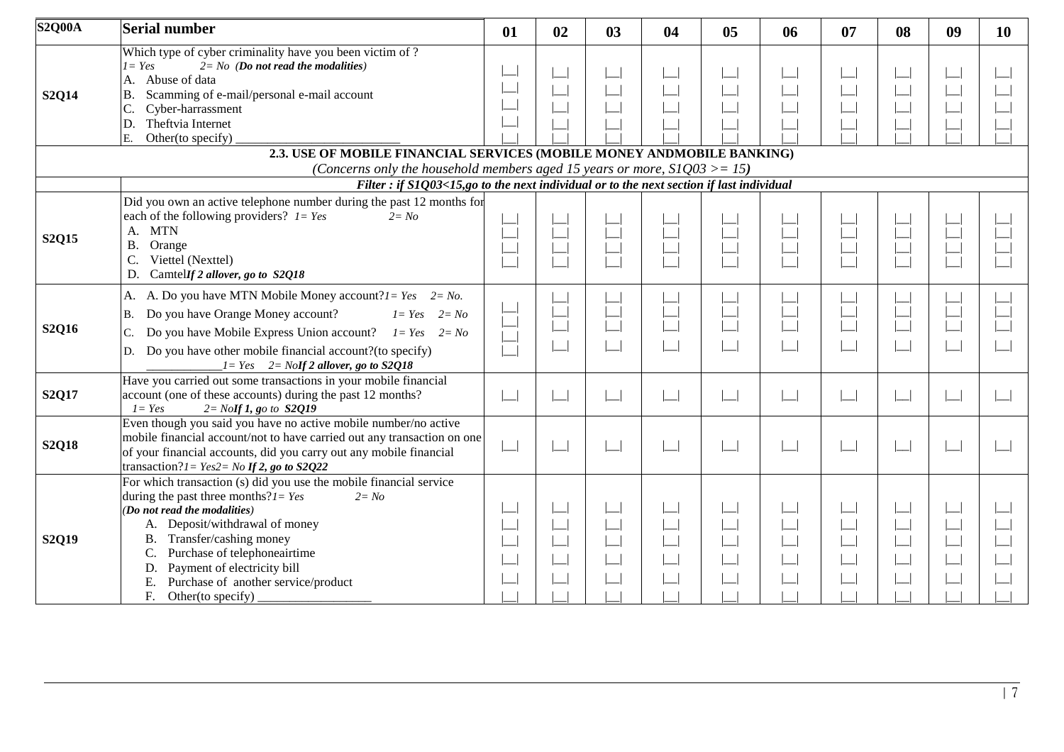| S2Q00A | Serial number | 01 | 02 | 03 | 04 | 05 | 06 | 07 | 08 | 09 | 10 |
|---|---|---|---|---|---|---|---|---|---|---|---|
| S2Q14 | Which type of cyber criminality have you been victim of ?<br>*1= Yes 2= No* ***(Do not read the modalities)***<br>A. Abuse of data<br>B. Scamming of e-mail/personal e-mail account<br>C. Cyber-harrassment<br>D. Theftvia Internet<br>E. Other(to specify) ________________________ | \|__\|<br>\|__\|<br>\|__\|<br>\|__\|<br>\|__\| | \|__\|<br>\|__\|<br>\|__\|<br>\|__\|<br>\|__\| | \|__\|<br>\|__\|<br>\|__\|<br>\|__\|<br>\|__\| | \|__\|<br>\|__\|<br>\|__\|<br>\|__\|<br>\|__\| | \|__\|<br>\|__\|<br>\|__\|<br>\|__\|<br>\|__\| | \|__\|<br>\|__\|<br>\|__\|<br>\|__\|<br>\|__\| | \|__\|<br>\|__\|<br>\|__\|<br>\|__\|<br>\|__\| | \|__\|<br>\|__\|<br>\|__\|<br>\|__\|<br>\|__\| | \|__\|<br>\|__\|<br>\|__\|<br>\|__\|<br>\|__\| | \|__\|<br>\|__\|<br>\|__\|<br>\|__\|<br>\|__\| |
| | **2.3. USE OF MOBILE FINANCIAL SERVICES (MOBILE MONEY ANDMOBILE BANKING)**<br>*(Concerns only the household members aged 15 years or more, S1Q03 >= 15)* | | | | | | | | | | |
| | ***Filter : if S1Q03<15,go to the next individual or to the next section if last individual*** | | | | | | | | | | |
| S2Q15 | Did you own an active telephone number during the past 12 months for each of the following providers? *1= Yes 2= No*<br>A. MTN<br>B. Orange<br>C. Viettel (Nexttel)<br>D. Camtel***If 2 allover, go to S2Q18*** | \|__\|<br>\|__\|<br>\|__\|<br>\|__\| | \|__\|<br>\|__\|<br>\|__\|<br>\|__\| | \|__\|<br>\|__\|<br>\|__\|<br>\|__\| | \|__\|<br>\|__\|<br>\|__\|<br>\|__\| | \|__\|<br>\|__\|<br>\|__\|<br>\|__\| | \|__\|<br>\|__\|<br>\|__\|<br>\|__\| | \|__\|<br>\|__\|<br>\|__\|<br>\|__\| | \|__\|<br>\|__\|<br>\|__\|<br>\|__\| | \|__\|<br>\|__\|<br>\|__\|<br>\|__\| | \|__\|<br>\|__\|<br>\|__\|<br>\|__\| |
| S2Q16 | A. A. Do you have MTN Mobile Money account?*1= Yes 2= No.*<br>B. Do you have Orange Money account? *1= Yes 2= No*<br>C. Do you have Mobile Express Union account? *1= Yes 2= No*<br>D. Do you have other mobile financial account?(to specify) ____________*1= Yes 2= No****If 2 allover, go to S2Q18*** | \|__\|<br>\|__\|<br>\|__\|<br>\|__\| | \|__\|<br>\|__\|<br>\|__\|<br>\|__\| | \|__\|<br>\|__\|<br>\|__\|<br>\|__\| | \|__\|<br>\|__\|<br>\|__\|<br>\|__\| | \|__\|<br>\|__\|<br>\|__\|<br>\|__\| | \|__\|<br>\|__\|<br>\|__\|<br>\|__\| | \|__\|<br>\|__\|<br>\|__\|<br>\|__\| | \|__\|<br>\|__\|<br>\|__\|<br>\|__\| | \|__\|<br>\|__\|<br>\|__\|<br>\|__\| | \|__\|<br>\|__\|<br>\|__\|<br>\|__\| |
| S2Q17 | Have you carried out some transactions in your mobile financial account (one of these accounts) during the past 12 months?<br>*1= Yes 2= No****If 1, go to S2Q19*** | \|__\| | \|__\| | \|__\| | \|__\| | \|__\| | \|__\| | \|__\| | \|__\| | \|__\| | \|__\| |
| S2Q18 | Even though you said you have no active mobile number/no active mobile financial account/not to have carried out any transaction on one of your financial accounts, did you carry out any mobile financial transaction?*1= Yes2= No* ***If 2, go to S2Q22*** | \|__\| | \|__\| | \|__\| | \|__\| | \|__\| | \|__\| | \|__\| | \|__\| | \|__\| | \|__\| |
| S2Q19 | For which transaction (s) did you use the mobile financial service during the past three months?*1= Yes 2= No*<br>***(Do not read the modalities)***<br>A. Deposit/withdrawal of money<br>B. Transfer/cashing money<br>C. Purchase of telephoneairtime<br>D. Payment of electricity bill<br>E. Purchase of another service/product<br>F. Other(to specify) _________________ | \|__\|<br>\|__\|<br>\|__\|<br>\|__\|<br>\|__\|<br>\|__\| | \|__\|<br>\|__\|<br>\|__\|<br>\|__\|<br>\|__\|<br>\|__\| | \|__\|<br>\|__\|<br>\|__\|<br>\|__\|<br>\|__\|<br>\|__\| | \|__\|<br>\|__\|<br>\|__\|<br>\|__\|<br>\|__\|<br>\|__\| | \|__\|<br>\|__\|<br>\|__\|<br>\|__\|<br>\|__\|<br>\|__\| | \|__\|<br>\|__\|<br>\|__\|<br>\|__\|<br>\|__\|<br>\|__\| | \|__\|<br>\|__\|<br>\|__\|<br>\|__\|<br>\|__\|<br>\|__\| | \|__\|<br>\|__\|<br>\|__\|<br>\|__\|<br>\|__\|<br>\|__\| | \|__\|<br>\|__\|<br>\|__\|<br>\|__\|<br>\|__\|<br>\|__\| | \|__\|<br>\|__\|<br>\|__\|<br>\|__\|<br>\|__\|<br>\|__\| |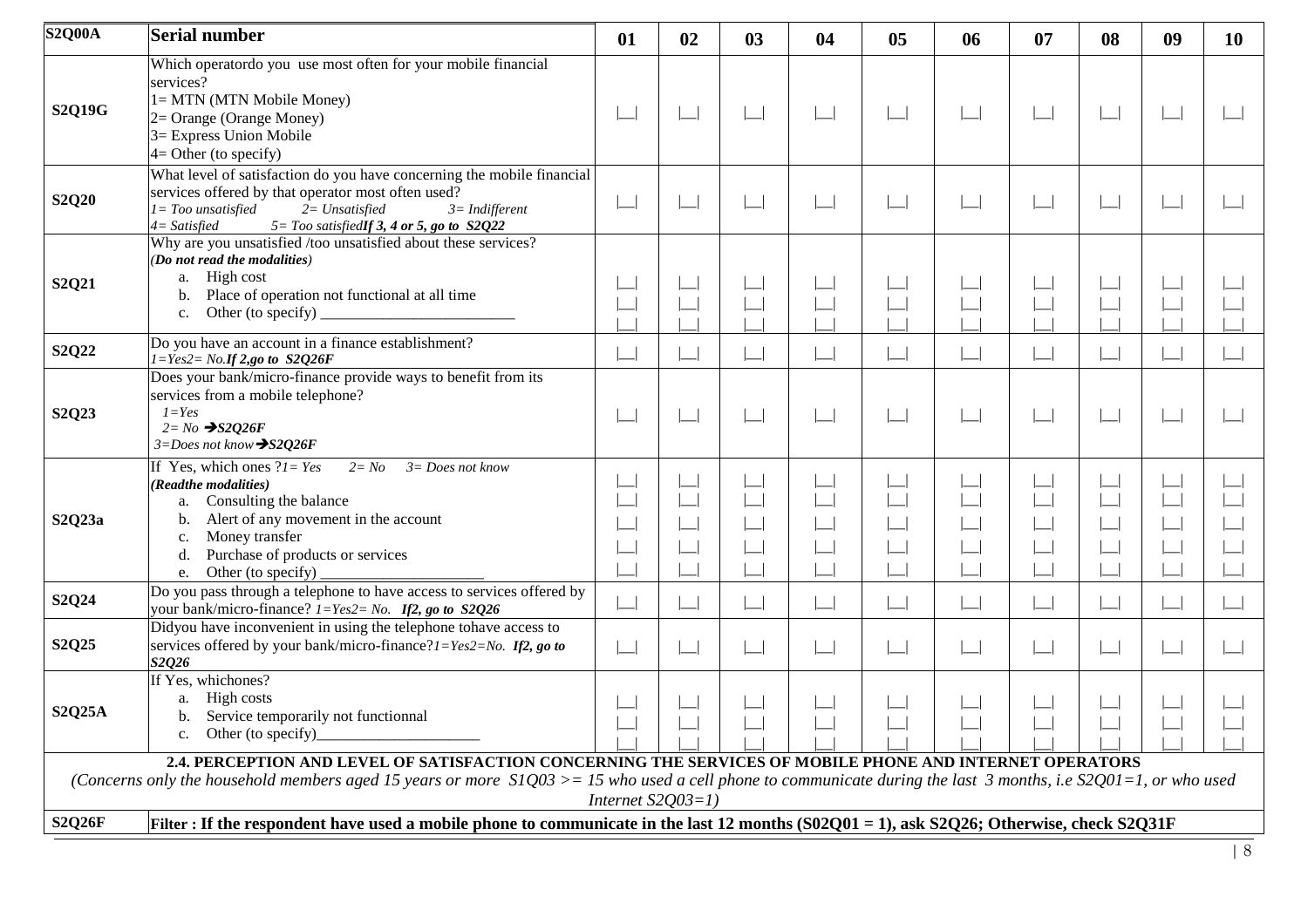| S2Q00A | Serial number | 01 | 02 | 03 | 04 | 05 | 06 | 07 | 08 | 09 | 10 |
|---|---|---|---|---|---|---|---|---|---|---|---|
| S2Q19G | Which operatordo you use most often for your mobile financial services?<br>1= MTN (MTN Mobile Money)<br>2= Orange (Orange Money)<br>3= Express Union Mobile<br>4= Other (to specify) | \|__\| | \|__\| | \|__\| | \|__\| | \|__\| | \|__\| | \|__\| | \|__\| | \|__\| | \|__\| |
| S2Q20 | What level of satisfaction do you have concerning the mobile financial services offered by that operator most often used?<br>*1= Too unsatisfied 2= Unsatisfied 3= Indifferent*<br>*4= Satisfied 5= Too satisfied* ***If 3, 4 or 5, go to S2Q22*** | \|__\| | \|__\| | \|__\| | \|__\| | \|__\| | \|__\| | \|__\| | \|__\| | \|__\| | \|__\| |
| S2Q21 | Why are you unsatisfied /too unsatisfied about these services?<br>***(Do not read the modalities)***<br>a. High cost<br>b. Place of operation not functional at all time<br>c. Other (to specify) _________________________ | \|__\|<br>\|__\|<br>\|__\| | \|__\|<br>\|__\|<br>\|__\| | \|__\|<br>\|__\|<br>\|__\| | \|__\|<br>\|__\|<br>\|__\| | \|__\|<br>\|__\|<br>\|__\| | \|__\|<br>\|__\|<br>\|__\| | \|__\|<br>\|__\|<br>\|__\| | \|__\|<br>\|__\|<br>\|__\| | \|__\|<br>\|__\|<br>\|__\| | \|__\|<br>\|__\|<br>\|__\| |
| S2Q22 | Do you have an account in a finance establishment?<br>*1=Yes2= No.* ***If 2,go to S2Q26F*** | \|__\| | \|__\| | \|__\| | \|__\| | \|__\| | \|__\| | \|__\| | \|__\| | \|__\| | \|__\| |
| S2Q23 | Does your bank/micro-finance provide ways to benefit from its services from a mobile telephone?<br>*1=Yes*<br>*2= No* ***→S2Q26F***<br>*3=Does not know* ***→S2Q26F*** | \|__\| | \|__\| | \|__\| | \|__\| | \|__\| | \|__\| | \|__\| | \|__\| | \|__\| | \|__\| |
| S2Q23a | If Yes, which ones ?*1= Yes 2= No 3= Does not know*<br>***(Readthe modalities)***<br>a. Consulting the balance<br>b. Alert of any movement in the account<br>c. Money transfer<br>d. Purchase of products or services<br>e. Other (to specify) _____________________ | \|__\|<br>\|__\|<br>\|__\|<br>\|__\|<br>\|__\| | \|__\|<br>\|__\|<br>\|__\|<br>\|__\|<br>\|__\| | \|__\|<br>\|__\|<br>\|__\|<br>\|__\|<br>\|__\| | \|__\|<br>\|__\|<br>\|__\|<br>\|__\|<br>\|__\| | \|__\|<br>\|__\|<br>\|__\|<br>\|__\|<br>\|__\| | \|__\|<br>\|__\|<br>\|__\|<br>\|__\|<br>\|__\| | \|__\|<br>\|__\|<br>\|__\|<br>\|__\|<br>\|__\| | \|__\|<br>\|__\|<br>\|__\|<br>\|__\|<br>\|__\| | \|__\|<br>\|__\|<br>\|__\|<br>\|__\|<br>\|__\| | \|__\|<br>\|__\|<br>\|__\|<br>\|__\|<br>\|__\| |
| S2Q24 | Do you pass through a telephone to have access to services offered by your bank/micro-finance? *1=Yes2= No.* ***If2, go to S2Q26*** | \|__\| | \|__\| | \|__\| | \|__\| | \|__\| | \|__\| | \|__\| | \|__\| | \|__\| | \|__\| |
| S2Q25 | Didyou have inconvenient in using the telephone tohave access to services offered by your bank/micro-finance?*1=Yes2=No.* ***If2, go to S2Q26*** | \|__\| | \|__\| | \|__\| | \|__\| | \|__\| | \|__\| | \|__\| | \|__\| | \|__\| | \|__\| |
| S2Q25A | If Yes, whichones?<br>a. High costs<br>b. Service temporarily not functionnal<br>c. Other (to specify)_____________________ | \|__\|<br>\|__\|<br>\|__\| | \|__\|<br>\|__\|<br>\|__\| | \|__\|<br>\|__\|<br>\|__\| | \|__\|<br>\|__\|<br>\|__\| | \|__\|<br>\|__\|<br>\|__\| | \|__\|<br>\|__\|<br>\|__\| | \|__\|<br>\|__\|<br>\|__\| | \|__\|<br>\|__\|<br>\|__\| | \|__\|<br>\|__\|<br>\|__\| | \|__\|<br>\|__\|<br>\|__\| |

**2.4. PERCEPTION AND LEVEL OF SATISFACTION CONCERNING THE SERVICES OF MOBILE PHONE AND INTERNET OPERATORS**

*(Concerns only the household members aged 15 years or more S1Q03 >= 15 who used a cell phone to communicate during the last 3 months, i.e S2Q01=1, or who used Internet S2Q03=1)*

| S2Q26F | **Filter : If the respondent have used a mobile phone to communicate in the last 12 months (S02Q01 = 1), ask S2Q26; Otherwise, check S2Q31F** |
|---|---|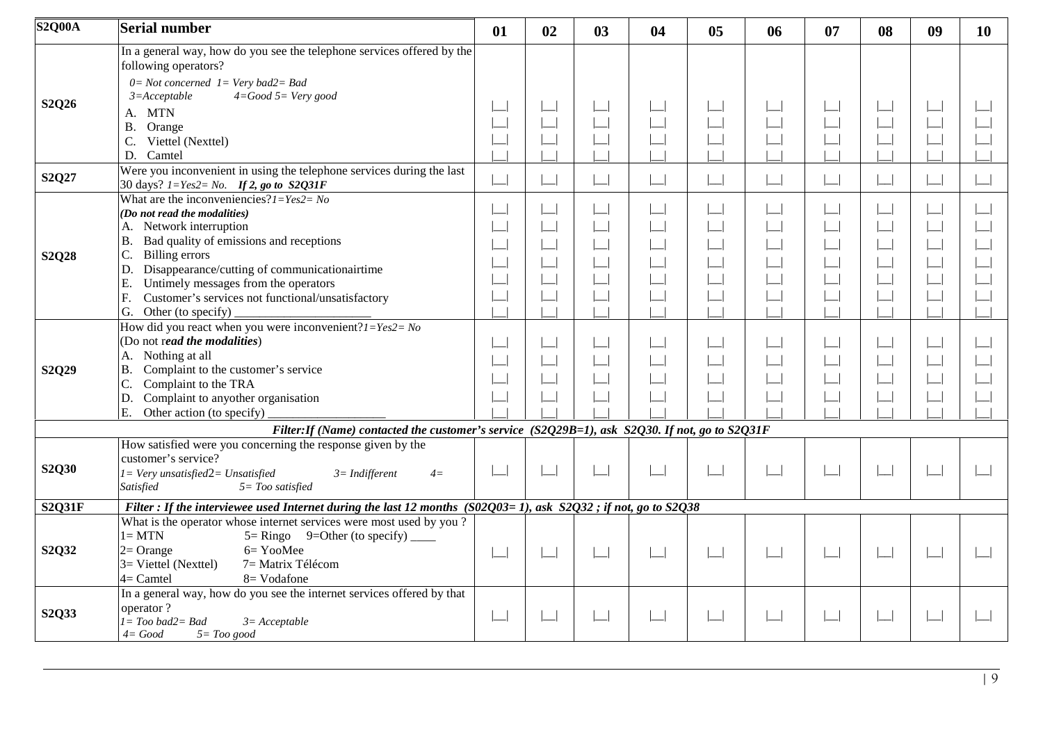| S2Q00A | Serial number | 01 | 02 | 03 | 04 | 05 | 06 | 07 | 08 | 09 | 10 |
|---|---|---|---|---|---|---|---|---|---|---|---|
| S2Q26 | In a general way, how do you see the telephone services offered by the following operators?<br>*0= Not concerned 1= Very bad2= Bad 3=Acceptable 4=Good 5= Very good*<br>A. MTN<br>B. Orange<br>C. Viettel (Nexttel)<br>D. Camtel | \|__\|<br>\|__\|<br>\|__\|<br>\|__\| | \|__\|<br>\|__\|<br>\|__\|<br>\|__\| | \|__\|<br>\|__\|<br>\|__\|<br>\|__\| | \|__\|<br>\|__\|<br>\|__\|<br>\|__\| | \|__\|<br>\|__\|<br>\|__\|<br>\|__\| | \|__\|<br>\|__\|<br>\|__\|<br>\|__\| | \|__\|<br>\|__\|<br>\|__\|<br>\|__\| | \|__\|<br>\|__\|<br>\|__\|<br>\|__\| | \|__\|<br>\|__\|<br>\|__\|<br>\|__\| | \|__\|<br>\|__\|<br>\|__\|<br>\|__\| |
| S2Q27 | Were you inconvenient in using the telephone services during the last 30 days? *1=Yes2= No.* ***If 2, go to S2Q31F*** | \|__\| | \|__\| | \|__\| | \|__\| | \|__\| | \|__\| | \|__\| | \|__\| | \|__\| | \|__\| |
| S2Q28 | What are the inconveniencies?*1=Yes2= No*<br>***(Do not read the modalities)***<br>A. Network interruption<br>B. Bad quality of emissions and receptions<br>C. Billing errors<br>D. Disappearance/cutting of communicationairtime<br>E. Untimely messages from the operators<br>F. Customer's services not functional/unsatisfactory<br>G. Other (to specify) ____________________ | \|__\|<br>\|__\|<br>\|__\|<br>\|__\|<br>\|__\|<br>\|__\|<br>\|__\| | \|__\|<br>\|__\|<br>\|__\|<br>\|__\|<br>\|__\|<br>\|__\|<br>\|__\| | \|__\|<br>\|__\|<br>\|__\|<br>\|__\|<br>\|__\|<br>\|__\|<br>\|__\| | \|__\|<br>\|__\|<br>\|__\|<br>\|__\|<br>\|__\|<br>\|__\|<br>\|__\| | \|__\|<br>\|__\|<br>\|__\|<br>\|__\|<br>\|__\|<br>\|__\|<br>\|__\| | \|__\|<br>\|__\|<br>\|__\|<br>\|__\|<br>\|__\|<br>\|__\|<br>\|__\| | \|__\|<br>\|__\|<br>\|__\|<br>\|__\|<br>\|__\|<br>\|__\|<br>\|__\| | \|__\|<br>\|__\|<br>\|__\|<br>\|__\|<br>\|__\|<br>\|__\|<br>\|__\| | \|__\|<br>\|__\|<br>\|__\|<br>\|__\|<br>\|__\|<br>\|__\|<br>\|__\| | \|__\|<br>\|__\|<br>\|__\|<br>\|__\|<br>\|__\|<br>\|__\|<br>\|__\| |
| S2Q29 | How did you react when you were inconvenient?*1=Yes2= No*<br>(Do not r***ead the modalities***)<br>A. Nothing at all<br>B. Complaint to the customer's service<br>C. Complaint to the TRA<br>D. Complaint to anyother organisation<br>E. Other action (to specify) __________________ | \|__\|<br>\|__\|<br>\|__\|<br>\|__\|<br>\|__\| | \|__\|<br>\|__\|<br>\|__\|<br>\|__\|<br>\|__\| | \|__\|<br>\|__\|<br>\|__\|<br>\|__\|<br>\|__\| | \|__\|<br>\|__\|<br>\|__\|<br>\|__\|<br>\|__\| | \|__\|<br>\|__\|<br>\|__\|<br>\|__\|<br>\|__\| | \|__\|<br>\|__\|<br>\|__\|<br>\|__\|<br>\|__\| | \|__\|<br>\|__\|<br>\|__\|<br>\|__\|<br>\|__\| | \|__\|<br>\|__\|<br>\|__\|<br>\|__\|<br>\|__\| | \|__\|<br>\|__\|<br>\|__\|<br>\|__\|<br>\|__\| | \|__\|<br>\|__\|<br>\|__\|<br>\|__\|<br>\|__\| |
| | ***Filter:If (Name) contacted the customer's service (S2Q29B=1), ask S2Q30. If not, go to S2Q31F*** | | | | | | | | | | |
| S2Q30 | How satisfied were you concerning the response given by the customer's service?<br>*1= Very unsatisfied2= Unsatisfied 3= Indifferent 4= Satisfied 5= Too satisfied* | \|__\| | \|__\| | \|__\| | \|__\| | \|__\| | \|__\| | \|__\| | \|__\| | \|__\| | \|__\| |
| S2Q31F | ***Filter : If the interviewee used Internet during the last 12 months (S02Q03= 1), ask S2Q32 ; if not, go to S2Q38*** | | | | | | | | | | |
| S2Q32 | What is the operator whose internet services were most used by you ?<br>1= MTN 5= Ringo 9=Other (to specify) ____<br>2= Orange 6= YooMee<br>3= Viettel (Nexttel) 7= Matrix Télécom<br>4= Camtel 8= Vodafone | \|__\| | \|__\| | \|__\| | \|__\| | \|__\| | \|__\| | \|__\| | \|__\| | \|__\| | \|__\| |
| S2Q33 | In a general way, how do you see the internet services offered by that operator ?<br>*1= Too bad2= Bad 3= Acceptable 4= Good 5= Too good* | \|__\| | \|__\| | \|__\| | \|__\| | \|__\| | \|__\| | \|__\| | \|__\| | \|__\| | \|__\| |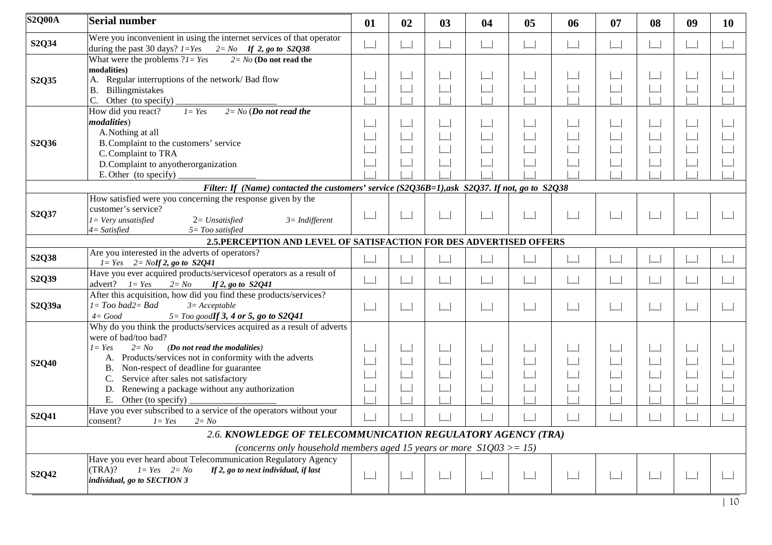| S2Q00A | Serial number | 01 | 02 | 03 | 04 | 05 | 06 | 07 | 08 | 09 | 10 |
|---|---|---|---|---|---|---|---|---|---|---|---|
| S2Q34 | Were you inconvenient in using the internet services of that operator during the past 30 days? *1=Yes 2= No* ***If 2, go to S2Q38*** | \|__\| | \|__\| | \|__\| | \|__\| | \|__\| | \|__\| | \|__\| | \|__\| | \|__\| | \|__\| |
| S2Q35 | What were the problems ?*1= Yes 2= No* **(Do not read the modalities)**<br>A. Regular interruptions of the network/ Bad flow<br>B. Billingmistakes<br>C. Other (to specify) ____________________ | \|__\|<br>\|__\|<br>\|__\| | \|__\|<br>\|__\|<br>\|__\| | \|__\|<br>\|__\|<br>\|__\| | \|__\|<br>\|__\|<br>\|__\| | \|__\|<br>\|__\|<br>\|__\| | \|__\|<br>\|__\|<br>\|__\| | \|__\|<br>\|__\|<br>\|__\| | \|__\|<br>\|__\|<br>\|__\| | \|__\|<br>\|__\|<br>\|__\| | \|__\|<br>\|__\|<br>\|__\| |
| S2Q36 | How did you react? *1= Yes 2= No* (***Do not read the modalities***)<br>A. Nothing at all<br>B. Complaint to the customers' service<br>C. Complaint to TRA<br>D. Complaint to anyotherorganization<br>E. Other (to specify) ________________ | \|__\|<br>\|__\|<br>\|__\|<br>\|__\|<br>\|__\| | \|__\|<br>\|__\|<br>\|__\|<br>\|__\|<br>\|__\| | \|__\|<br>\|__\|<br>\|__\|<br>\|__\|<br>\|__\| | \|__\|<br>\|__\|<br>\|__\|<br>\|__\|<br>\|__\| | \|__\|<br>\|__\|<br>\|__\|<br>\|__\|<br>\|__\| | \|__\|<br>\|__\|<br>\|__\|<br>\|__\|<br>\|__\| | \|__\|<br>\|__\|<br>\|__\|<br>\|__\|<br>\|__\| | \|__\|<br>\|__\|<br>\|__\|<br>\|__\|<br>\|__\| | \|__\|<br>\|__\|<br>\|__\|<br>\|__\|<br>\|__\| | \|__\|<br>\|__\|<br>\|__\|<br>\|__\|<br>\|__\| |
| ***Filter: If (Name) contacted the customers' service (S2Q36B=1),ask S2Q37. If not, go to S2Q38*** | | | | | | | | | | | |
| S2Q37 | How satisfied were you concerning the response given by the customer's service?<br>*1= Very unsatisfied 2= Unsatisfied 3= Indifferent 4= Satisfied 5= Too satisfied* | \|__\| | \|__\| | \|__\| | \|__\| | \|__\| | \|__\| | \|__\| | \|__\| | \|__\| | \|__\| |
| **2.5.PERCEPTION AND LEVEL OF SATISFACTION FOR DES ADVERTISED OFFERS** | | | | | | | | | | | |
| S2Q38 | Are you interested in the adverts of operators?<br>*1= Yes 2= No**If 2, go to S2Q41*** | \|__\| | \|__\| | \|__\| | \|__\| | \|__\| | \|__\| | \|__\| | \|__\| | \|__\| | \|__\| |
| S2Q39 | Have you ever acquired products/servicesof operators as a result of advert? *1= Yes 2= No* ***If 2, go to S2Q41*** | \|__\| | \|__\| | \|__\| | \|__\| | \|__\| | \|__\| | \|__\| | \|__\| | \|__\| | \|__\| |
| S2Q39a | After this acquisition, how did you find these products/services?<br>*1= Too bad2= Bad 3= Acceptable 4= Good 5= Too good**If 3, 4 or 5, go to S2Q41*** | \|__\| | \|__\| | \|__\| | \|__\| | \|__\| | \|__\| | \|__\| | \|__\| | \|__\| | \|__\| |
| S2Q40 | Why do you think the products/services acquired as a result of adverts were of bad/too bad?<br>*1= Yes 2= No (Do not read the modalities)*<br>A. Products/services not in conformity with the adverts<br>B. Non-respect of deadline for guarantee<br>C. Service after sales not satisfactory<br>D. Renewing a package without any authorization<br>E. Other (to specify) __________________ | \|__\|<br>\|__\|<br>\|__\|<br>\|__\|<br>\|__\| | \|__\|<br>\|__\|<br>\|__\|<br>\|__\|<br>\|__\| | \|__\|<br>\|__\|<br>\|__\|<br>\|__\|<br>\|__\| | \|__\|<br>\|__\|<br>\|__\|<br>\|__\|<br>\|__\| | \|__\|<br>\|__\|<br>\|__\|<br>\|__\|<br>\|__\| | \|__\|<br>\|__\|<br>\|__\|<br>\|__\|<br>\|__\| | \|__\|<br>\|__\|<br>\|__\|<br>\|__\|<br>\|__\| | \|__\|<br>\|__\|<br>\|__\|<br>\|__\|<br>\|__\| | \|__\|<br>\|__\|<br>\|__\|<br>\|__\|<br>\|__\| | \|__\|<br>\|__\|<br>\|__\|<br>\|__\|<br>\|__\| |
| S2Q41 | Have you ever subscribed to a service of the operators without your consent? *1= Yes 2= No* | \|__\| | \|__\| | \|__\| | \|__\| | \|__\| | \|__\| | \|__\| | \|__\| | \|__\| | \|__\| |
| *2.6.* ***KNOWLEDGE OF TELECOMMUNICATION REGULATORY AGENCY (TRA)***<br>*(concerns only household members aged 15 years or more S1Q03 >= 15)* | | | | | | | | | | | |
| S2Q42 | Have you ever heard about Telecommunication Regulatory Agency (TRA)? *1= Yes 2= No* ***If 2, go to next individual, if last individual, go to SECTION 3*** | \|__\| | \|__\| | \|__\| | \|__\| | \|__\| | \|__\| | \|__\| | \|__\| | \|__\| | \|__\| |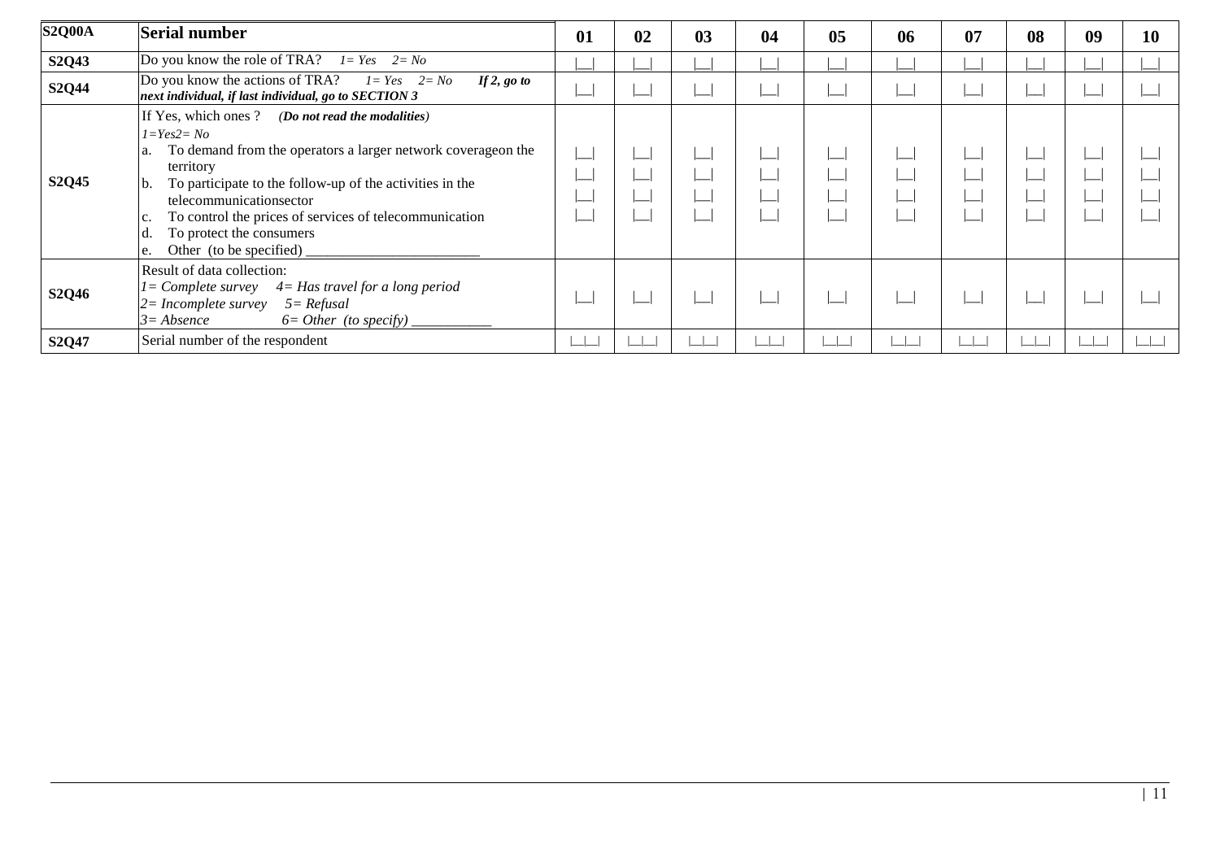| S2Q00A | **Serial number** | **01** | **02** | **03** | **04** | **05** | **06** | **07** | **08** | **09** | **10** |
|---|---|---|---|---|---|---|---|---|---|---|---|
| **S2Q43** | Do you know the role of TRA? *1= Yes 2= No* | \|__\| | \|__\| | \|__\| | \|__\| | \|__\| | \|__\| | \|__\| | \|__\| | \|__\| | \|__\| |
| **S2Q44** | Do you know the actions of TRA? *1= Yes 2= No* ***If 2, go to next individual, if last individual, go to SECTION 3*** | \|__\| | \|__\| | \|__\| | \|__\| | \|__\| | \|__\| | \|__\| | \|__\| | \|__\| | \|__\| |
| **S2Q45** | If Yes, which ones ? ***(Do not read the modalities)*** <br> *1=Yes2= No* <br> a. To demand from the operators a larger network coverageon the territory <br> b. To participate to the follow-up of the activities in the telecommunicationsector <br> c. To control the prices of services of telecommunication <br> d. To protect the consumers <br> e. Other (to be specified) ________________________ | \|__\| <br> \|__\| <br> \|__\| <br> \|__\| | \|__\| <br> \|__\| <br> \|__\| <br> \|__\| | \|__\| <br> \|__\| <br> \|__\| <br> \|__\| | \|__\| <br> \|__\| <br> \|__\| <br> \|__\| | \|__\| <br> \|__\| <br> \|__\| <br> \|__\| | \|__\| <br> \|__\| <br> \|__\| <br> \|__\| | \|__\| <br> \|__\| <br> \|__\| <br> \|__\| | \|__\| <br> \|__\| <br> \|__\| <br> \|__\| | \|__\| <br> \|__\| <br> \|__\| <br> \|__\| | \|__\| <br> \|__\| <br> \|__\| <br> \|__\| |
| **S2Q46** | Result of data collection: <br> *1= Complete survey 4= Has travel for a long period* <br> *2= Incomplete survey 5= Refusal* <br> *3= Absence 6= Other (to specify)* ___________ | \|__\| | \|__\| | \|__\| | \|__\| | \|__\| | \|__\| | \|__\| | \|__\| | \|__\| | \|__\| |
| **S2Q47** | Serial number of the respondent | \|__\|__\| | \|__\|__\| | \|__\|__\| | \|__\|__\| | \|__\|__\| | \|__\|__\| | \|__\|__\| | \|__\|__\| | \|__\|__\| | \|__\|__\| |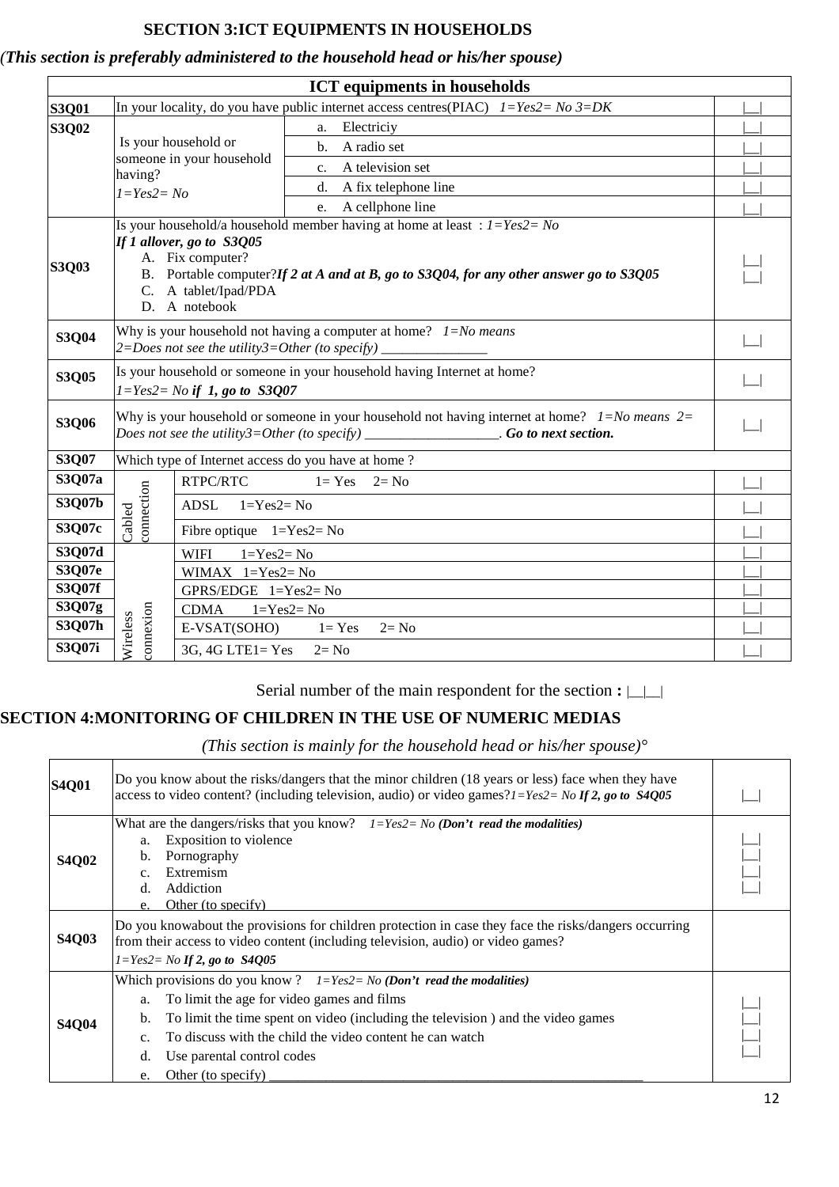## SECTION 3:ICT EQUIPMENTS IN HOUSEHOLDS

*(This section is preferably administered to the household head or his/her spouse)*

| ICT equipments in households | | | |
|---|---|---|---|
| **S3Q01** | In your locality, do you have public internet access centres(PIAC) *1=Yes2= No 3=DK* | | \|__\| |
| **S3Q02** | Is your household or someone in your household having? *1=Yes2= No* | a. Electriciy | \|__\| |
| | | b. A radio set | \|__\| |
| | | c. A television set | \|__\| |
| | | d. A fix telephone line | \|__\| |
| | | e. A cellphone line | \|__\| |
| **S3Q03** | Is your household/a household member having at home at least : *1=Yes2= No* ***If 1 allover, go to S3Q05*** A. Fix computer? B. Portable computer?***If 2 at A and at B, go to S3Q04, for any other answer go to S3Q05*** C. A tablet/Ipad/PDA D. A notebook | | \|__\| \|__\| |
| **S3Q04** | Why is your household not having a computer at home? *1=No means 2=Does not see the utility3=Other (to specify) _______________* | | \|__\| |
| **S3Q05** | Is your household or someone in your household having Internet at home? *1=Yes2= No* ***if 1, go to S3Q07*** | | \|__\| |
| **S3Q06** | Why is your household or someone in your household not having internet at home? *1=No means 2= Does not see the utility3=Other (to specify) ___________________.* ***Go to next section.*** | | \|__\| |
| **S3Q07** | Which type of Internet access do you have at home ? | | |
| **S3Q07a** | Cabled connection | RTPC/RTC 1= Yes 2= No | \|__\| |
| **S3Q07b** | | ADSL 1=Yes2= No | \|__\| |
| **S3Q07c** | | Fibre optique 1=Yes2= No | \|__\| |
| **S3Q07d** | Wireless connexion | WIFI 1=Yes2= No | \|__\| |
| **S3Q07e** | | WIMAX 1=Yes2= No | \|__\| |
| **S3Q07f** | | GPRS/EDGE 1=Yes2= No | \|__\| |
| **S3Q07g** | | CDMA 1=Yes2= No | \|__\| |
| **S3Q07h** | | E-VSAT(SOHO) 1= Yes 2= No | \|__\| |
| **S3Q07i** | | 3G, 4G LTE1= Yes 2= No | \|__\| |

Serial number of the main respondent for the section **:** |__|__|

## SECTION 4:MONITORING OF CHILDREN IN THE USE OF NUMERIC MEDIAS

*(This section is mainly for the household head or his/her spouse)°*

| | | |
|---|---|---|
| **S4Q01** | Do you know about the risks/dangers that the minor children (18 years or less) face when they have access to video content? (including television, audio) or video games?*1=Yes2= No* ***If 2, go to S4Q05*** | \|__\| |
| **S4Q02** | What are the dangers/risks that you know? *1=Yes2= No* ***(Don't read the modalities)*** a. Exposition to violence b. Pornography c. Extremism d. Addiction e. Other (to specify) | \|__\| \|__\| \|__\| \|__\| |
| **S4Q03** | Do you knowabout the provisions for children protection in case they face the risks/dangers occurring from their access to video content (including television, audio) or video games? *1=Yes2= No* ***If 2, go to S4Q05*** | |
| **S4Q04** | Which provisions do you know ? *1=Yes2= No* ***(Don't read the modalities)*** a. To limit the age for video games and films b. To limit the time spent on video (including the television ) and the video games c. To discuss with the child the video content he can watch d. Use parental control codes e. Other (to specify) _______________________________________________________ | \|__\| \|__\| \|__\| \|__\| |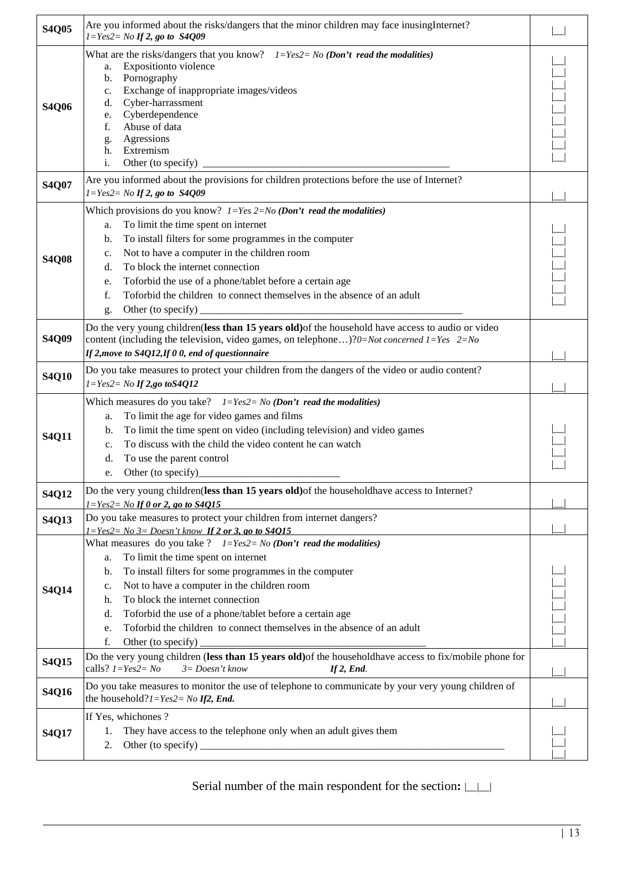| | | |
|---|---|---|
| **S4Q05** | Are you informed about the risks/dangers that the minor children may face inusingInternet?<br>*1=Yes2= No* ***If 2, go to S4Q09*** | \|__\| |
| **S4Q06** | What are the risks/dangers that you know? *1=Yes2= No* ***(Don't read the modalities)***<br>a. Expositionto violence<br>b. Pornography<br>c. Exchange of inappropriate images/videos<br>d. Cyber-harrassment<br>e. Cyberdependence<br>f. Abuse of data<br>g. Agressions<br>h. Extremism<br>i. Other (to specify) ___________________________________________ | \|__\|<br>\|__\|<br>\|__\|<br>\|__\|<br>\|__\|<br>\|__\|<br>\|__\|<br>\|__\|<br>\|__\| |
| **S4Q07** | Are you informed about the provisions for children protections before the use of Internet?<br>*1=Yes2= No* ***If 2, go to S4Q09*** | \|__\| |
| **S4Q08** | Which provisions do you know? *1=Yes 2=No* ***(Don't read the modalities)***<br>a. To limit the time spent on internet<br>b. To install filters for some programmes in the computer<br>c. Not to have a computer in the children room<br>d. To block the internet connection<br>e. Toforbid the use of a phone/tablet before a certain age<br>f. Toforbid the children to connect themselves in the absence of an adult<br>g. Other (to specify) ___________________________________________ | \|__\|<br>\|__\|<br>\|__\|<br>\|__\|<br>\|__\|<br>\|__\|<br>\|__\| |
| **S4Q09** | Do the very young children(**less than 15 years old**)of the household have access to audio or video content (including the television, video games, on telephone…)?*0=Not concerned 1=Yes 2=No*<br>***If 2,move to S4Q12,If 0 0, end of questionnaire*** | \|__\| |
| **S4Q10** | Do you take measures to protect your children from the dangers of the video or audio content?<br>*1=Yes2= No* ***If 2,go toS4Q12*** | \|__\| |
| **S4Q11** | Which measures do you take? *1=Yes2= No* ***(Don't read the modalities)***<br>a. To limit the age for video games and films<br>b. To limit the time spent on video (including television) and video games<br>c. To discuss with the child the video content he can watch<br>d. To use the parent control<br>e. Other (to specify)__________________________ | \|__\|<br>\|__\|<br>\|__\|<br>\|__\| |
| **S4Q12** | Do the very young children(**less than 15 years old**)of the householdhave access to Internet?<br>*1=Yes2= No* ***If 0 or 2, go to S4Q15*** | \|__\| |
| **S4Q13** | Do you take measures to protect your children from internet dangers?<br>*1=Yes2= No 3= Doesn't know* ***If 2 or 3, go to S4Q15*** | \|__\| |
| **S4Q14** | What measures do you take ? *1=Yes2= No* ***(Don't read the modalities)***<br>a. To limit the time spent on internet<br>b. To install filters for some programmes in the computer<br>c. Not to have a computer in the children room<br>h. To block the internet connection<br>d. Toforbid the use of a phone/tablet before a certain age<br>e. Toforbid the children to connect themselves in the absence of an adult<br>f. Other (to specify) ___________________________________________ | \|__\|<br>\|__\|<br>\|__\|<br>\|__\|<br>\|__\|<br>\|__\| |
| **S4Q15** | Do the very young children (**less than 15 years old**)of the householdhave access to fix/mobile phone for calls? *1=Yes2= No 3= Doesn't know* ***If 2, End.*** | \|__\| |
| **S4Q16** | Do you take measures to monitor the use of telephone to communicate by your very young children of the household?*1=Yes2= No* ***If2, End.*** | \|__\| |
| **S4Q17** | If Yes, whichones ?<br>1. They have access to the telephone only when an adult gives them<br>2. Other (to specify) ___________________________________________ | \|__\|<br>\|__\|<br>\|__\| |

Serial number of the main respondent for the section**:** |__|__|